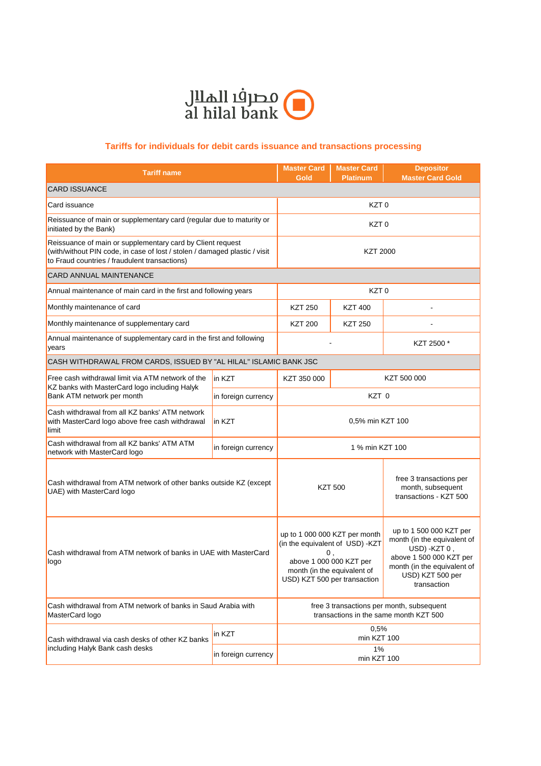مصرف الهلال
al hilal bank

## Tariffs for individuals for debit cards issuance and transactions processing

| Tariff name | | Master Card Gold | Master Card Platinum | Depositor Master Card Gold |
|---|---|---|---|---|
| CARD ISSUANCE | | | | |
| Card issuance | | KZT 0 | | |
| Reissuance of main or supplementary card (regular due to maturity or initiated by the Bank) | | KZT 0 | | |
| Reissuance of main or supplementary card by Client request (with/without PIN code, in case of lost / stolen / damaged plastic / visit to Fraud countries / fraudulent transactions) | | KZT 2000 | | |
| CARD ANNUAL MAINTENANCE | | | | |
| Annual maintenance of main card in the first and following years | | KZT 0 | | |
| Monthly maintenance of card | | KZT 250 | KZT 400 | - |
| Monthly maintenance of supplementary card | | KZT 200 | KZT 250 | - |
| Annual maintenance of supplementary card in the first and following years | | - | | KZT 2500 * |
| CASH WITHDRAWAL FROM CARDS, ISSUED BY "AL HILAL" ISLAMIC BANK JSC | | | | |
| Free cash withdrawal limit via ATM network of the KZ banks with MasterCard logo including Halyk Bank ATM network per month | in KZT | KZT 350 000 | KZT 500 000 | |
| | in foreign currency | KZT 0 | | |
| Cash withdrawal from all KZ banks' ATM network with MasterCard logo above free cash withdrawal limit | in KZT | 0,5% min KZT 100 | | |
| Cash withdrawal from all KZ banks' ATM ATM network with MasterCard logo | in foreign currency | 1 % min KZT 100 | | |
| Cash withdrawal from ATM network of other banks outside KZ (except UAE) with MasterCard logo | | KZT 500 | | free 3 transactions per month, subsequent transactions - KZT 500 |
| Cash withdrawal from ATM network of banks in UAE with MasterCard logo | | up to 1 000 000 KZT per month (in the equivalent of USD) -KZT 0 , above 1 000 000 KZT per month (in the equivalent of USD) KZT 500 per transaction | | up to 1 500 000 KZT per month (in the equivalent of USD) -KZT 0 , above 1 500 000 KZT per month (in the equivalent of USD) KZT 500 per transaction |
| Cash withdrawal from ATM network of banks in Saud Arabia with MasterCard logo | | free 3 transactions per month, subsequent transactions in the same month KZT 500 | | |
| Cash withdrawal via cash desks of other KZ banks including Halyk Bank cash desks | in KZT | 0,5% min KZT 100 | | |
| | in foreign currency | 1% min KZT 100 | | |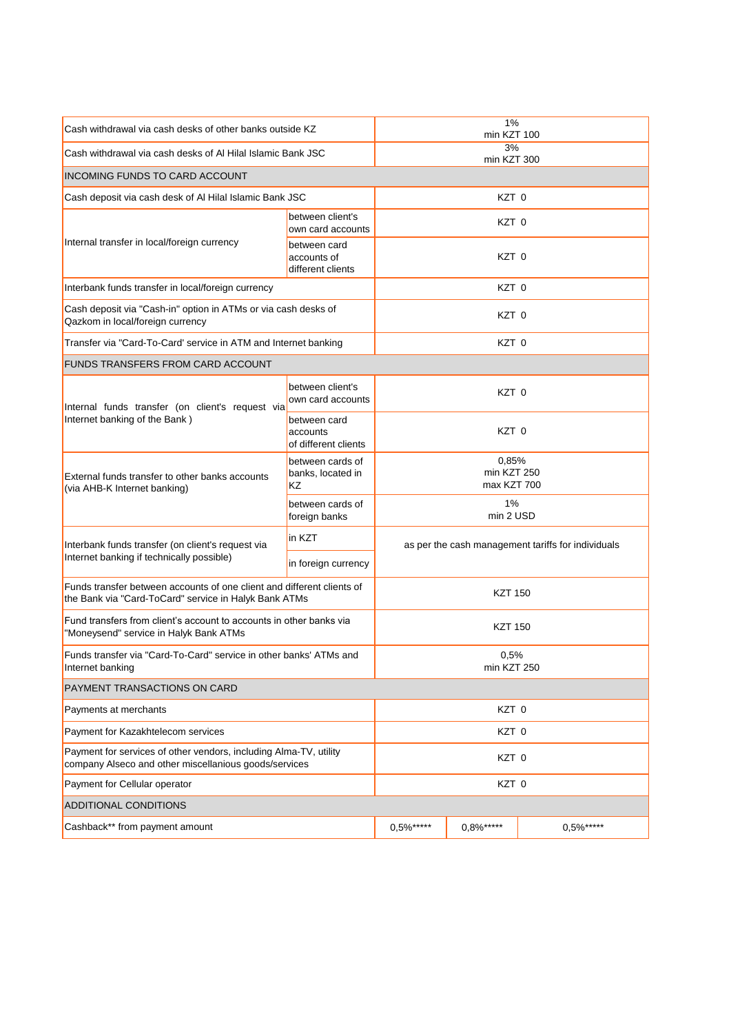| | | | | |
|---|---|---|---|---|
| Cash withdrawal via cash desks of other banks outside KZ | | 1%<br>min KZT 100 | | |
| Cash withdrawal via cash desks of Al Hilal Islamic Bank JSC | | 3%<br>min KZT 300 | | |
| INCOMING FUNDS TO CARD ACCOUNT | | | | |
| Cash deposit via cash desk of Al Hilal Islamic Bank JSC | | KZT 0 | | |
| Internal transfer in local/foreign currency | between client's own card accounts | KZT 0 | | |
| | between card accounts of different clients | KZT 0 | | |
| Interbank funds transfer in local/foreign currency | | KZT 0 | | |
| Cash deposit via "Cash-in" option in ATMs or via cash desks of Qazkom in local/foreign currency | | KZT 0 | | |
| Transfer via "Card-To-Card' service in ATM and Internet banking | | KZT 0 | | |
| FUNDS TRANSFERS FROM CARD ACCOUNT | | | | |
| Internal funds transfer (on client's request via Internet banking of the Bank ) | between client's own card accounts | KZT 0 | | |
| | between card accounts of different clients | KZT 0 | | |
| External funds transfer to other banks accounts (via AHB-K Internet banking) | between cards of banks, located in KZ | 0,85%<br>min KZT 250<br>max KZT 700 | | |
| | between cards of foreign banks | 1%<br>min 2 USD | | |
| Interbank funds transfer (on client's request via Internet banking if technically possible) | in KZT | as per the cash management tariffs for individuals | | |
| | in foreign currency | | | |
| Funds transfer between accounts of one client and different clients of the Bank via "Card-ToCard" service in Halyk Bank ATMs | | KZT 150 | | |
| Fund transfers from client's account to accounts in other banks via "Moneysend" service in Halyk Bank ATMs | | KZT 150 | | |
| Funds transfer via "Card-To-Card" service in other banks' ATMs and Internet banking | | 0,5%<br>min KZT 250 | | |
| PAYMENT TRANSACTIONS ON CARD | | | | |
| Payments at merchants | | KZT 0 | | |
| Payment for Kazakhtelecom services | | KZT 0 | | |
| Payment for services of other vendors, including Alma-TV, utility company Alseco and other miscellanious goods/services | | KZT 0 | | |
| Payment for Cellular operator | | KZT 0 | | |
| ADDITIONAL CONDITIONS | | | | |
| Cashback** from payment amount | | 0,5%***** | 0,8%***** | 0,5%***** |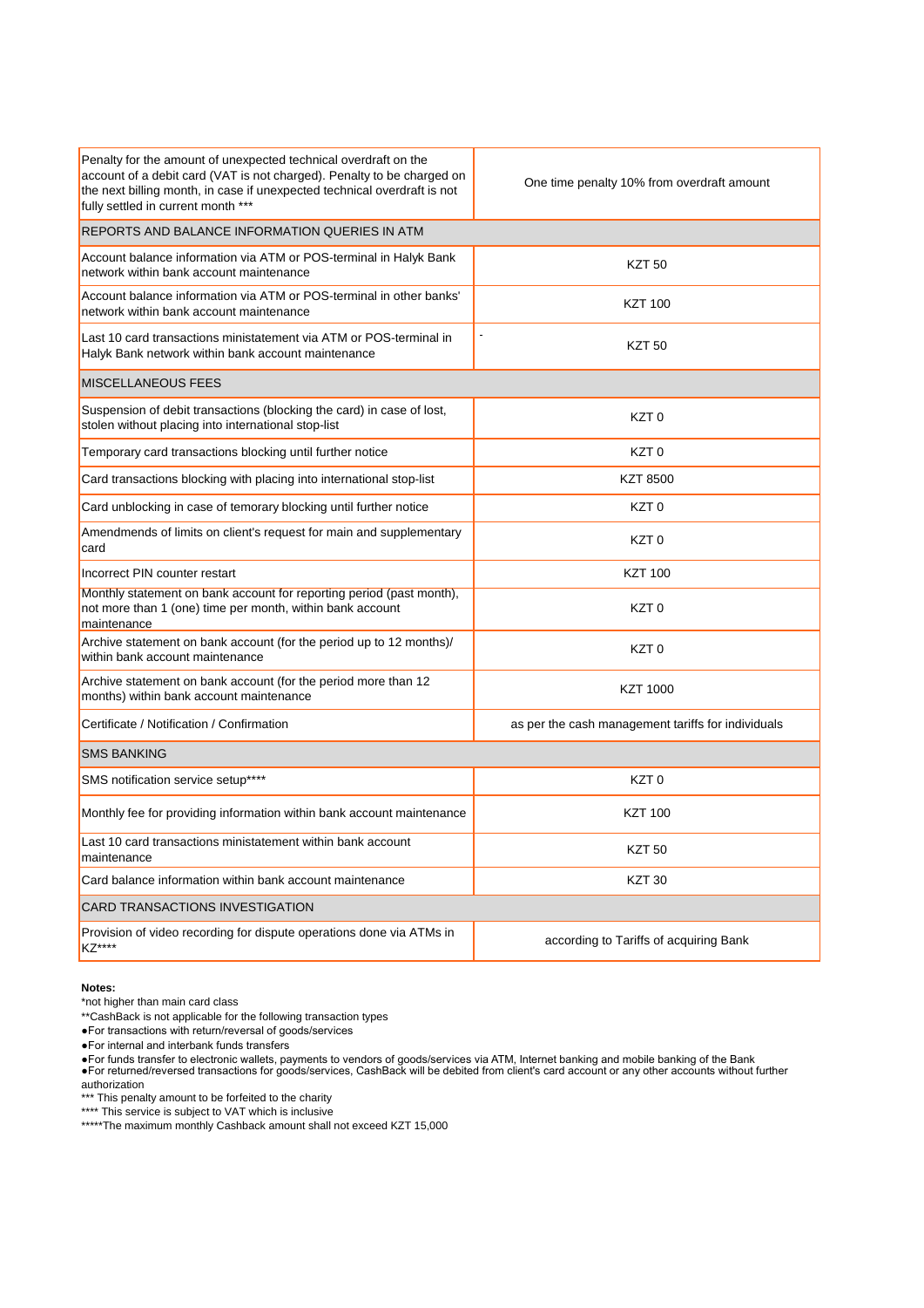| | |
|---|---|
| Penalty for the amount of unexpected technical overdraft on the account of a debit card (VAT is not charged). Penalty to be charged on the next billing month, in case if unexpected technical overdraft is not fully settled in current month *** | One time penalty 10% from overdraft amount |
| REPORTS AND BALANCE INFORMATION QUERIES IN ATM | |
| Account balance information via ATM or POS-terminal in Halyk Bank network within bank account maintenance | KZT 50 |
| Account balance information via ATM or POS-terminal in other banks' network within bank account maintenance | KZT 100 |
| Last 10 card transactions ministatement via ATM or POS-terminal in Halyk Bank network within bank account maintenance | KZT 50 |
| MISCELLANEOUS FEES | |
| Suspension of debit transactions (blocking the card) in case of lost, stolen without placing into international stop-list | KZT 0 |
| Temporary card transactions blocking until further notice | KZT 0 |
| Card transactions blocking with placing into international stop-list | KZT 8500 |
| Card unblocking in case of temorary blocking until further notice | KZT 0 |
| Amendmends of limits on client's request for main and supplementary card | KZT 0 |
| Incorrect PIN counter restart | KZT 100 |
| Monthly statement on bank account for reporting period (past month), not more than 1 (one) time per month, within bank account maintenance | KZT 0 |
| Archive statement on bank account (for the period up to 12 months)/ within bank account maintenance | KZT 0 |
| Archive statement on bank account (for the period more than 12 months) within bank account maintenance | KZT 1000 |
| Certificate / Notification / Confirmation | as per the cash management tariffs for individuals |
| SMS BANKING | |
| SMS notification service setup**** | KZT 0 |
| Monthly fee for providing information within bank account maintenance | KZT 100 |
| Last 10 card transactions ministatement within bank account maintenance | KZT 50 |
| Card balance information within bank account maintenance | KZT 30 |
| CARD TRANSACTIONS INVESTIGATION | |
| Provision of video recording for dispute operations done via ATMs in KZ**** | according to Tariffs of acquiring Bank |

**Notes:**

*not higher than main card class

**CashBack is not applicable for the following transaction types

- For transactions with return/reversal of goods/services
- For internal and interbank funds transfers
- For funds transfer to electronic wallets, payments to vendors of goods/services via ATM, Internet banking and mobile banking of the Bank
- For returned/reversed transactions for goods/services, CashBack will be debited from client's card account or any other accounts without further authorization

*** This penalty amount to be forfeited to the charity

**** This service is subject to VAT which is inclusive

*****The maximum monthly Cashback amount shall not exceed KZT 15,000